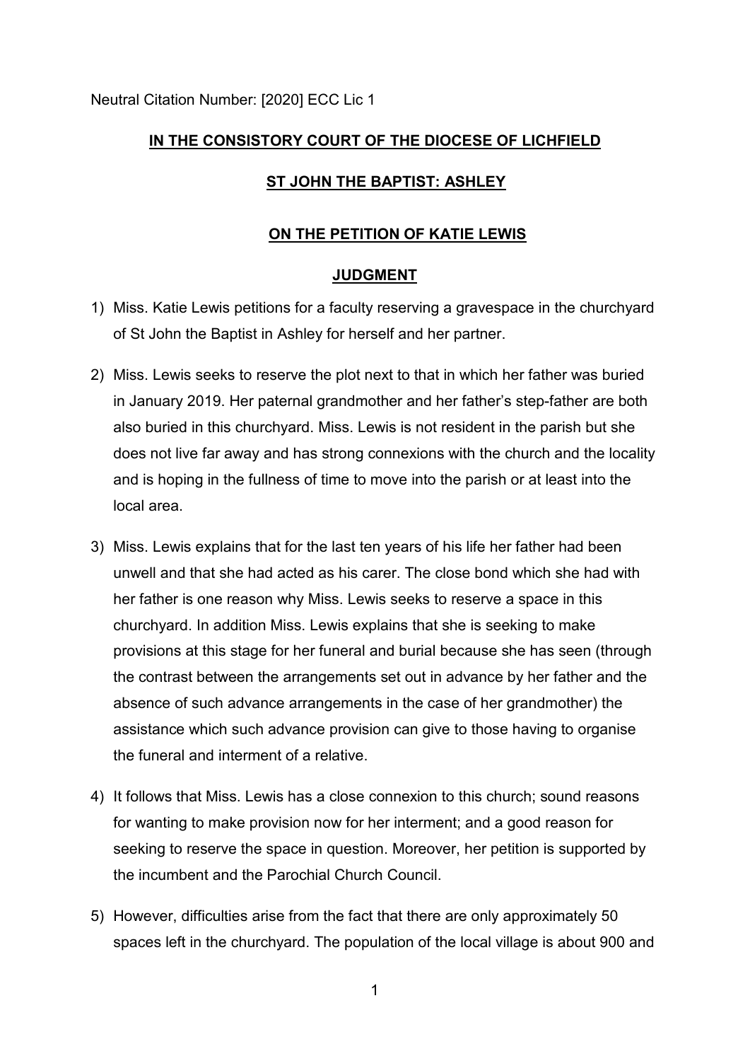Neutral Citation Number: [2020] ECC Lic 1

**<u>IN THE CONSISTORY COURT OF THE DIOCESE OF LICHFIELD</u>**

**<u>ST JOHN THE BAPTIST: ASHLEY</u>**

**<u>ON THE PETITION OF KATIE LEWIS</u>**

**<u>JUDGMENT</u>**

1) Miss. Katie Lewis petitions for a faculty reserving a gravespace in the churchyard of St John the Baptist in Ashley for herself and her partner.

2) Miss. Lewis seeks to reserve the plot next to that in which her father was buried in January 2019. Her paternal grandmother and her father's step-father are both also buried in this churchyard. Miss. Lewis is not resident in the parish but she does not live far away and has strong connexions with the church and the locality and is hoping in the fullness of time to move into the parish or at least into the local area.

3) Miss. Lewis explains that for the last ten years of his life her father had been unwell and that she had acted as his carer. The close bond which she had with her father is one reason why Miss. Lewis seeks to reserve a space in this churchyard. In addition Miss. Lewis explains that she is seeking to make provisions at this stage for her funeral and burial because she has seen (through the contrast between the arrangements set out in advance by her father and the absence of such advance arrangements in the case of her grandmother) the assistance which such advance provision can give to those having to organise the funeral and interment of a relative.

4) It follows that Miss. Lewis has a close connexion to this church; sound reasons for wanting to make provision now for her interment; and a good reason for seeking to reserve the space in question. Moreover, her petition is supported by the incumbent and the Parochial Church Council.

5) However, difficulties arise from the fact that there are only approximately 50 spaces left in the churchyard. The population of the local village is about 900 and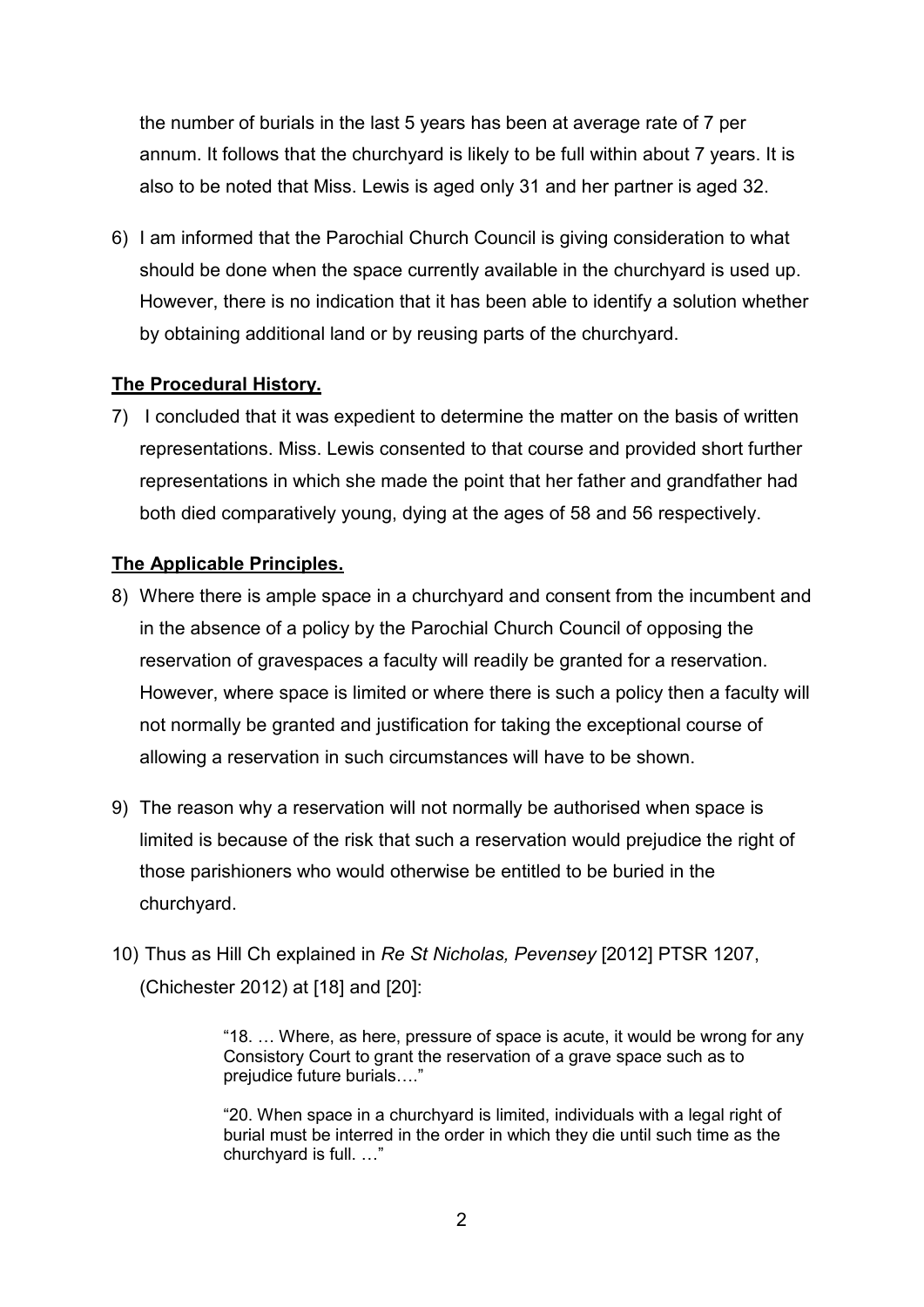the number of burials in the last 5 years has been at average rate of 7 per annum. It follows that the churchyard is likely to be full within about 7 years. It is also to be noted that Miss. Lewis is aged only 31 and her partner is aged 32.

6) I am informed that the Parochial Church Council is giving consideration to what should be done when the space currently available in the churchyard is used up. However, there is no indication that it has been able to identify a solution whether by obtaining additional land or by reusing parts of the churchyard.

**The Procedural History.**

7) I concluded that it was expedient to determine the matter on the basis of written representations. Miss. Lewis consented to that course and provided short further representations in which she made the point that her father and grandfather had both died comparatively young, dying at the ages of 58 and 56 respectively.

**The Applicable Principles.**

8) Where there is ample space in a churchyard and consent from the incumbent and in the absence of a policy by the Parochial Church Council of opposing the reservation of gravespaces a faculty will readily be granted for a reservation. However, where space is limited or where there is such a policy then a faculty will not normally be granted and justification for taking the exceptional course of allowing a reservation in such circumstances will have to be shown.

9) The reason why a reservation will not normally be authorised when space is limited is because of the risk that such a reservation would prejudice the right of those parishioners who would otherwise be entitled to be buried in the churchyard.

10) Thus as Hill Ch explained in *Re St Nicholas, Pevensey* [2012] PTSR 1207, (Chichester 2012) at [18] and [20]:

> "18. … Where, as here, pressure of space is acute, it would be wrong for any Consistory Court to grant the reservation of a grave space such as to prejudice future burials…."
>
> "20. When space in a churchyard is limited, individuals with a legal right of burial must be interred in the order in which they die until such time as the churchyard is full. …"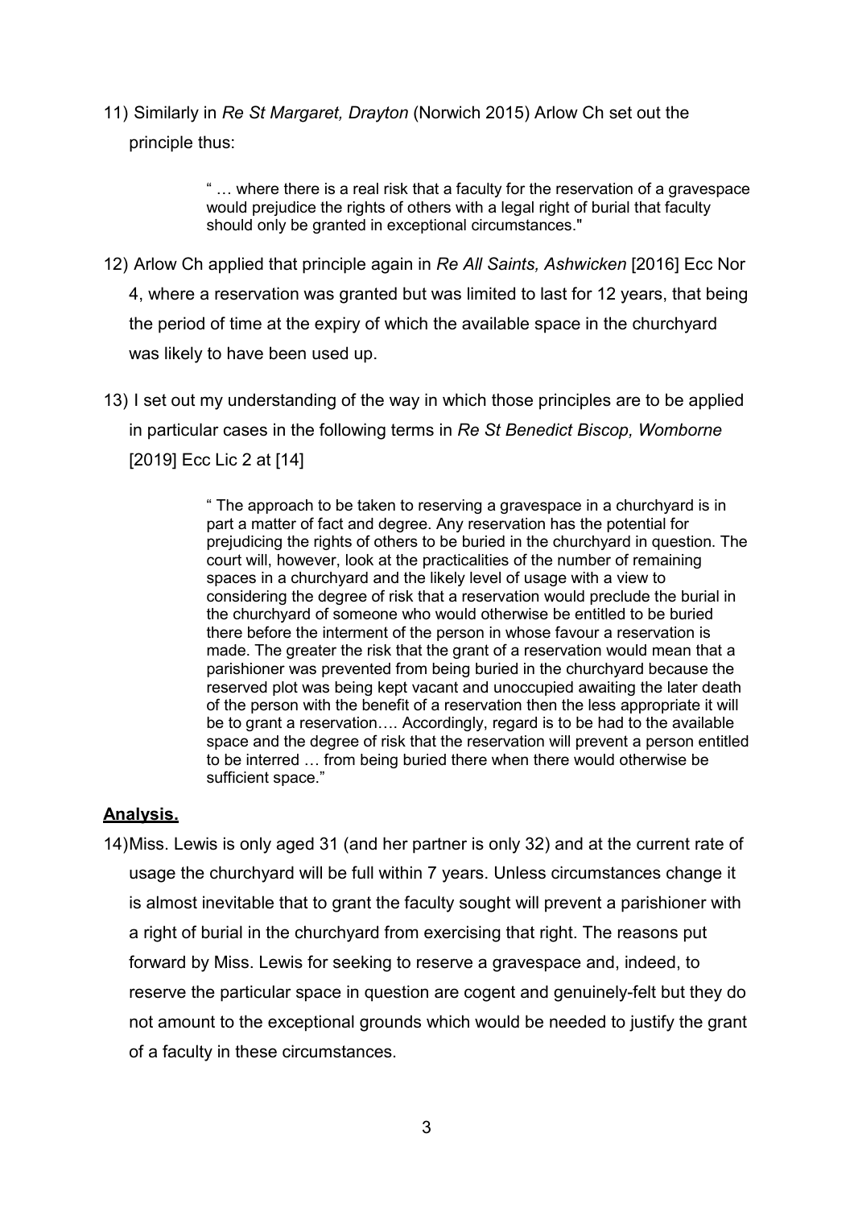11) Similarly in *Re St Margaret, Drayton* (Norwich 2015) Arlow Ch set out the principle thus:

> " … where there is a real risk that a faculty for the reservation of a gravespace would prejudice the rights of others with a legal right of burial that faculty should only be granted in exceptional circumstances."

12) Arlow Ch applied that principle again in *Re All Saints, Ashwicken* [2016] Ecc Nor 4, where a reservation was granted but was limited to last for 12 years, that being the period of time at the expiry of which the available space in the churchyard was likely to have been used up.

13) I set out my understanding of the way in which those principles are to be applied in particular cases in the following terms in *Re St Benedict Biscop, Womborne* [2019] Ecc Lic 2 at [14]

> " The approach to be taken to reserving a gravespace in a churchyard is in part a matter of fact and degree. Any reservation has the potential for prejudicing the rights of others to be buried in the churchyard in question. The court will, however, look at the practicalities of the number of remaining spaces in a churchyard and the likely level of usage with a view to considering the degree of risk that a reservation would preclude the burial in the churchyard of someone who would otherwise be entitled to be buried there before the interment of the person in whose favour a reservation is made. The greater the risk that the grant of a reservation would mean that a parishioner was prevented from being buried in the churchyard because the reserved plot was being kept vacant and unoccupied awaiting the later death of the person with the benefit of a reservation then the less appropriate it will be to grant a reservation…. Accordingly, regard is to be had to the available space and the degree of risk that the reservation will prevent a person entitled to be interred … from being buried there when there would otherwise be sufficient space."

## **Analysis.**

14) Miss. Lewis is only aged 31 (and her partner is only 32) and at the current rate of usage the churchyard will be full within 7 years. Unless circumstances change it is almost inevitable that to grant the faculty sought will prevent a parishioner with a right of burial in the churchyard from exercising that right. The reasons put forward by Miss. Lewis for seeking to reserve a gravespace and, indeed, to reserve the particular space in question are cogent and genuinely-felt but they do not amount to the exceptional grounds which would be needed to justify the grant of a faculty in these circumstances.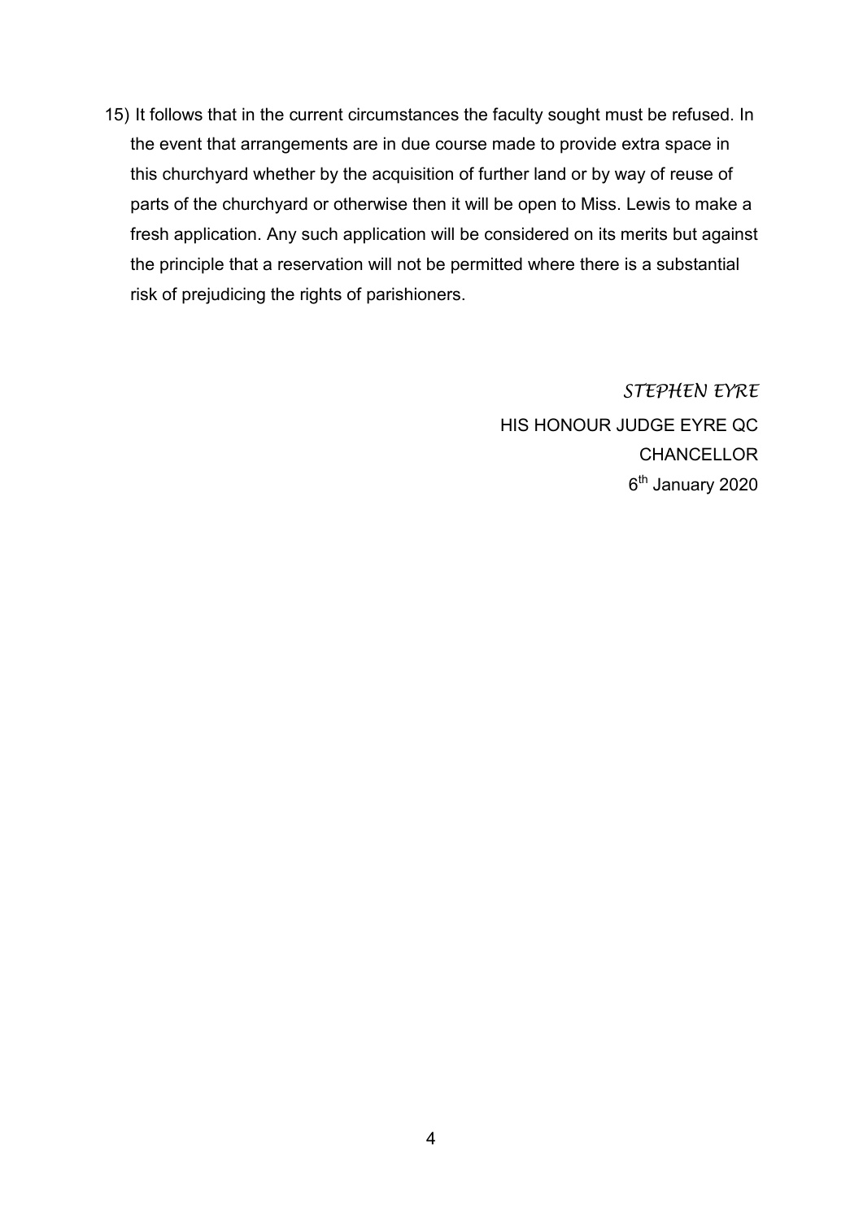15) It follows that in the current circumstances the faculty sought must be refused. In the event that arrangements are in due course made to provide extra space in this churchyard whether by the acquisition of further land or by way of reuse of parts of the churchyard or otherwise then it will be open to Miss. Lewis to make a fresh application. Any such application will be considered on its merits but against the principle that a reservation will not be permitted where there is a substantial risk of prejudicing the rights of parishioners.

*STEPHEN EYRE*

HIS HONOUR JUDGE EYRE QC

CHANCELLOR

6th January 2020